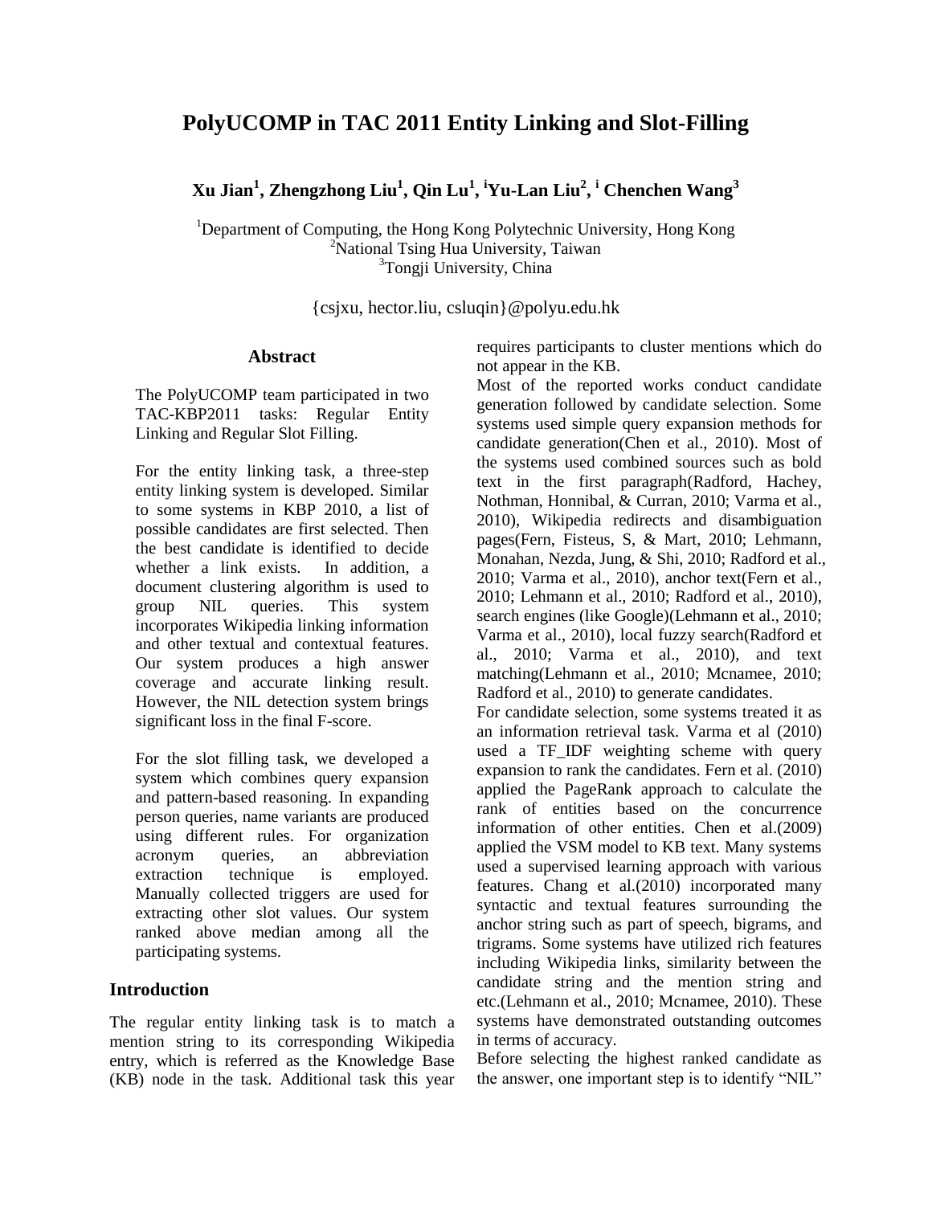# PolyUCOMP in TAC 2011 Entity Linking and Slot-Filling

**Xu Jian[1], Zhengzhong Liu[1], Qin Lu[1], [i]Yu-Lan Liu[2], [i] Chenchen Wang[3]**

[1]Department of Computing, the Hong Kong Polytechnic University, Hong Kong
[2]National Tsing Hua University, Taiwan
[3]Tongji University, China

{csjxu, hector.liu, csluqin}@polyu.edu.hk

## Abstract

The PolyUCOMP team participated in two TAC-KBP2011 tasks: Regular Entity Linking and Regular Slot Filling.

For the entity linking task, a three-step entity linking system is developed. Similar to some systems in KBP 2010, a list of possible candidates are first selected. Then the best candidate is identified to decide whether a link exists. In addition, a document clustering algorithm is used to group NIL queries. This system incorporates Wikipedia linking information and other textual and contextual features. Our system produces a high answer coverage and accurate linking result. However, the NIL detection system brings significant loss in the final F-score.

For the slot filling task, we developed a system which combines query expansion and pattern-based reasoning. In expanding person queries, name variants are produced using different rules. For organization acronym queries, an abbreviation extraction technique is employed. Manually collected triggers are used for extracting other slot values. Our system ranked above median among all the participating systems.

## Introduction

The regular entity linking task is to match a mention string to its corresponding Wikipedia entry, which is referred as the Knowledge Base (KB) node in the task. Additional task this year requires participants to cluster mentions which do not appear in the KB.

Most of the reported works conduct candidate generation followed by candidate selection. Some systems used simple query expansion methods for candidate generation(Chen et al., 2010). Most of the systems used combined sources such as bold text in the first paragraph(Radford, Hachey, Nothman, Honnibal, & Curran, 2010; Varma et al., 2010), Wikipedia redirects and disambiguation pages(Fern, Fisteus, S, & Mart, 2010; Lehmann, Monahan, Nezda, Jung, & Shi, 2010; Radford et al., 2010; Varma et al., 2010), anchor text(Fern et al., 2010; Lehmann et al., 2010; Radford et al., 2010), search engines (like Google)(Lehmann et al., 2010; Varma et al., 2010), local fuzzy search(Radford et al., 2010; Varma et al., 2010), and text matching(Lehmann et al., 2010; Mcnamee, 2010; Radford et al., 2010) to generate candidates.

For candidate selection, some systems treated it as an information retrieval task. Varma et al (2010) used a TF_IDF weighting scheme with query expansion to rank the candidates. Fern et al. (2010) applied the PageRank approach to calculate the rank of entities based on the concurrence information of other entities. Chen et al.(2009) applied the VSM model to KB text. Many systems used a supervised learning approach with various features. Chang et al.(2010) incorporated many syntactic and textual features surrounding the anchor string such as part of speech, bigrams, and trigrams. Some systems have utilized rich features including Wikipedia links, similarity between the candidate string and the mention string and etc.(Lehmann et al., 2010; Mcnamee, 2010). These systems have demonstrated outstanding outcomes in terms of accuracy.

Before selecting the highest ranked candidate as the answer, one important step is to identify "NIL"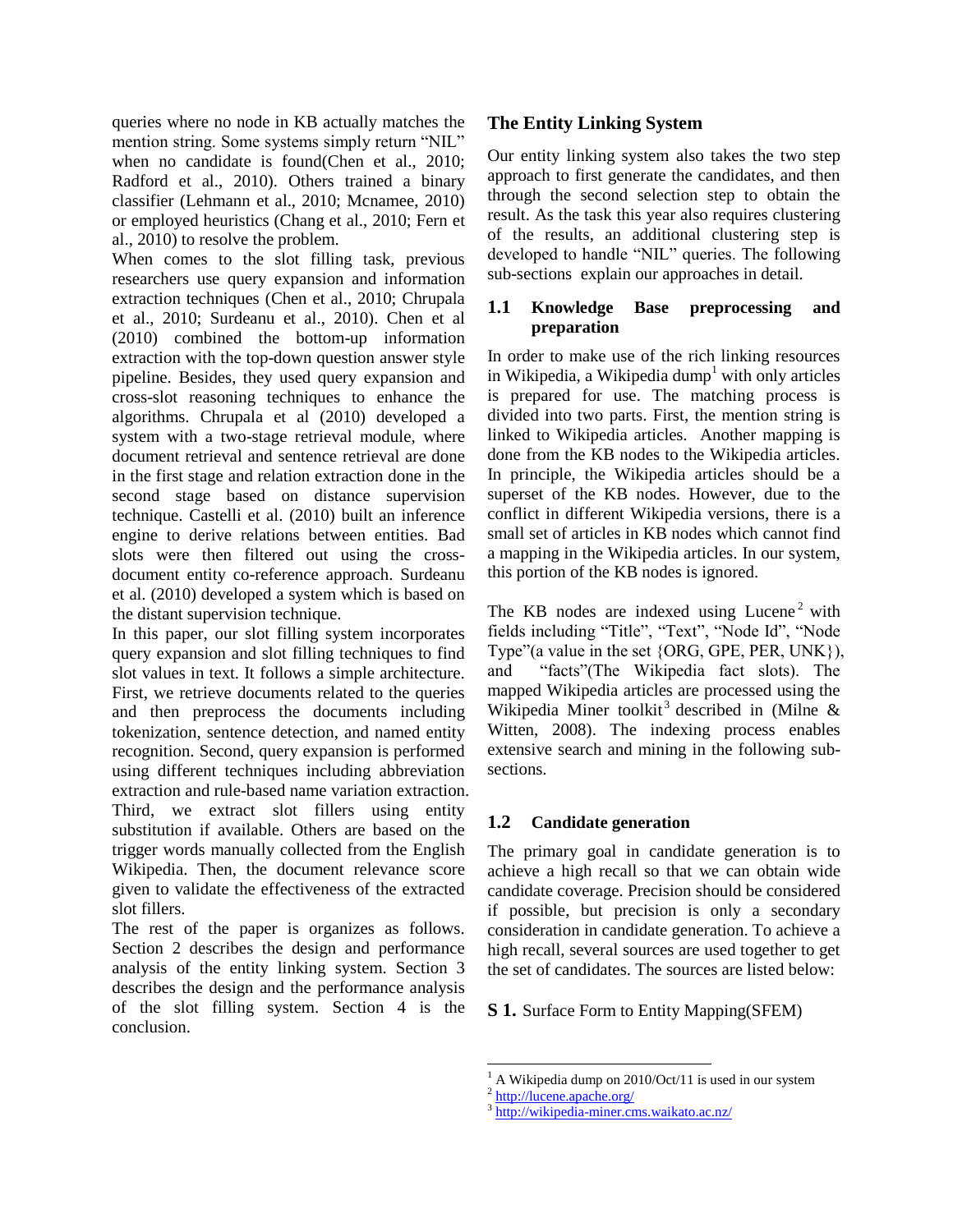queries where no node in KB actually matches the mention string. Some systems simply return "NIL" when no candidate is found(Chen et al., 2010; Radford et al., 2010). Others trained a binary classifier (Lehmann et al., 2010; Mcnamee, 2010) or employed heuristics (Chang et al., 2010; Fern et al., 2010) to resolve the problem.

When comes to the slot filling task, previous researchers use query expansion and information extraction techniques (Chen et al., 2010; Chrupala et al., 2010; Surdeanu et al., 2010). Chen et al (2010) combined the bottom-up information extraction with the top-down question answer style pipeline. Besides, they used query expansion and cross-slot reasoning techniques to enhance the algorithms. Chrupala et al (2010) developed a system with a two-stage retrieval module, where document retrieval and sentence retrieval are done in the first stage and relation extraction done in the second stage based on distance supervision technique. Castelli et al. (2010) built an inference engine to derive relations between entities. Bad slots were then filtered out using the cross-document entity co-reference approach. Surdeanu et al. (2010) developed a system which is based on the distant supervision technique.

In this paper, our slot filling system incorporates query expansion and slot filling techniques to find slot values in text. It follows a simple architecture. First, we retrieve documents related to the queries and then preprocess the documents including tokenization, sentence detection, and named entity recognition. Second, query expansion is performed using different techniques including abbreviation extraction and rule-based name variation extraction. Third, we extract slot fillers using entity substitution if available. Others are based on the trigger words manually collected from the English Wikipedia. Then, the document relevance score given to validate the effectiveness of the extracted slot fillers.

The rest of the paper is organizes as follows. Section 2 describes the design and performance analysis of the entity linking system. Section 3 describes the design and the performance analysis of the slot filling system. Section 4 is the conclusion.

## The Entity Linking System

Our entity linking system also takes the two step approach to first generate the candidates, and then through the second selection step to obtain the result. As the task this year also requires clustering of the results, an additional clustering step is developed to handle "NIL" queries. The following sub-sections explain our approaches in detail.

### 1.1 Knowledge Base preprocessing and preparation

In order to make use of the rich linking resources in Wikipedia, a Wikipedia dump[1] with only articles is prepared for use. The matching process is divided into two parts. First, the mention string is linked to Wikipedia articles. Another mapping is done from the KB nodes to the Wikipedia articles. In principle, the Wikipedia articles should be a superset of the KB nodes. However, due to the conflict in different Wikipedia versions, there is a small set of articles in KB nodes which cannot find a mapping in the Wikipedia articles. In our system, this portion of the KB nodes is ignored.

The KB nodes are indexed using Lucene[2] with fields including "Title", "Text", "Node Id", "Node Type"(a value in the set {ORG, GPE, PER, UNK}), and "facts"(The Wikipedia fact slots). The mapped Wikipedia articles are processed using the Wikipedia Miner toolkit[3] described in (Milne & Witten, 2008). The indexing process enables extensive search and mining in the following sub-sections.

### 1.2 Candidate generation

The primary goal in candidate generation is to achieve a high recall so that we can obtain wide candidate coverage. Precision should be considered if possible, but precision is only a secondary consideration in candidate generation. To achieve a high recall, several sources are used together to get the set of candidates. The sources are listed below:

**S 1.** Surface Form to Entity Mapping(SFEM)

[1] A Wikipedia dump on 2010/Oct/11 is used in our system

[2] http://lucene.apache.org/

[3] http://wikipedia-miner.cms.waikato.ac.nz/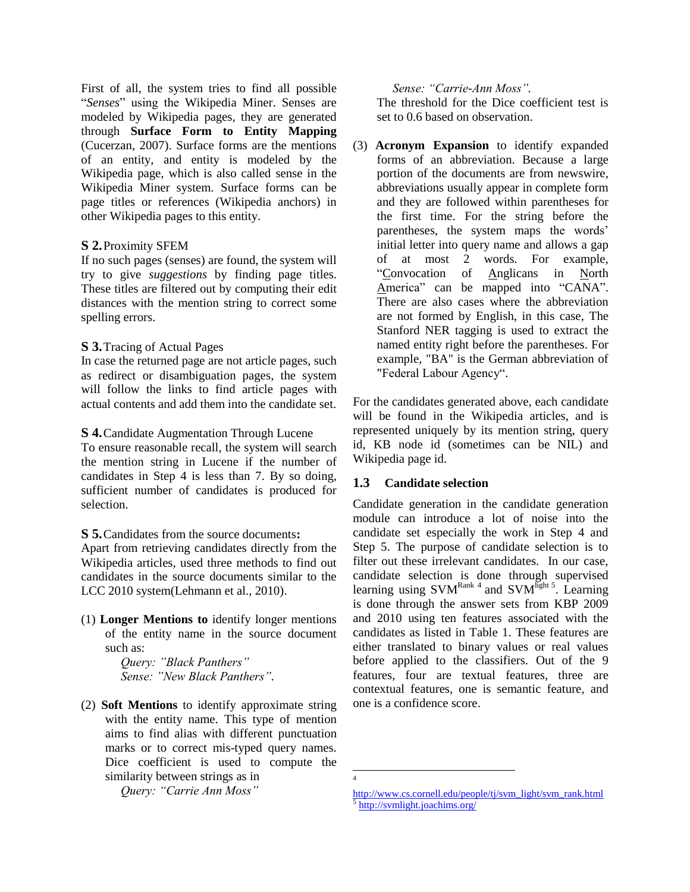First of all, the system tries to find all possible "*Senses*" using the Wikipedia Miner. Senses are modeled by Wikipedia pages, they are generated through **Surface Form to Entity Mapping** (Cucerzan, 2007). Surface forms are the mentions of an entity, and entity is modeled by the Wikipedia page, which is also called sense in the Wikipedia Miner system. Surface forms can be page titles or references (Wikipedia anchors) in other Wikipedia pages to this entity.

**S 2.** Proximity SFEM

If no such pages (senses) are found, the system will try to give *suggestions* by finding page titles. These titles are filtered out by computing their edit distances with the mention string to correct some spelling errors.

**S 3.** Tracing of Actual Pages

In case the returned page are not article pages, such as redirect or disambiguation pages, the system will follow the links to find article pages with actual contents and add them into the candidate set.

**S 4.** Candidate Augmentation Through Lucene

To ensure reasonable recall, the system will search the mention string in Lucene if the number of candidates in Step 4 is less than 7. By so doing, sufficient number of candidates is produced for selection.

**S 5.** Candidates from the source documents**:**

Apart from retrieving candidates directly from the Wikipedia articles, used three methods to find out candidates in the source documents similar to the LCC 2010 system(Lehmann et al., 2010).

(1) **Longer Mentions to** identify longer mentions of the entity name in the source document such as:

*Query: "Black Panthers"*
*Sense: "New Black Panthers".*

(2) **Soft Mentions** to identify approximate string with the entity name. This type of mention aims to find alias with different punctuation marks or to correct mis-typed query names. Dice coefficient is used to compute the similarity between strings as in

*Query: "Carrie Ann Moss"*
*Sense: "Carrie-Ann Moss".*

The threshold for the Dice coefficient test is set to 0.6 based on observation.

(3) **Acronym Expansion** to identify expanded forms of an abbreviation. Because a large portion of the documents are from newswire, abbreviations usually appear in complete form and they are followed within parentheses for the first time. For the string before the parentheses, the system maps the words' initial letter into query name and allows a gap of at most 2 words. For example, "Convocation of Anglicans in North America" can be mapped into "CANA". There are also cases where the abbreviation are not formed by English, in this case, The Stanford NER tagging is used to extract the named entity right before the parentheses. For example, "BA" is the German abbreviation of "Federal Labour Agency".

For the candidates generated above, each candidate will be found in the Wikipedia articles, and is represented uniquely by its mention string, query id, KB node id (sometimes can be NIL) and Wikipedia page id.

### 1.3 Candidate selection

Candidate generation in the candidate generation module can introduce a lot of noise into the candidate set especially the work in Step 4 and Step 5. The purpose of candidate selection is to filter out these irrelevant candidates. In our case, candidate selection is done through supervised learning using SVM[Rank 4] and SVM[light 5]. Learning is done through the answer sets from KBP 2009 and 2010 using ten features associated with the candidates as listed in Table 1. These features are either translated to binary values or real values before applied to the classifiers. Out of the 9 features, four are textual features, three are contextual features, one is semantic feature, and one is a confidence score.

---

[4] http://www.cs.cornell.edu/people/tj/svm_light/svm_rank.html

[5] http://svmlight.joachims.org/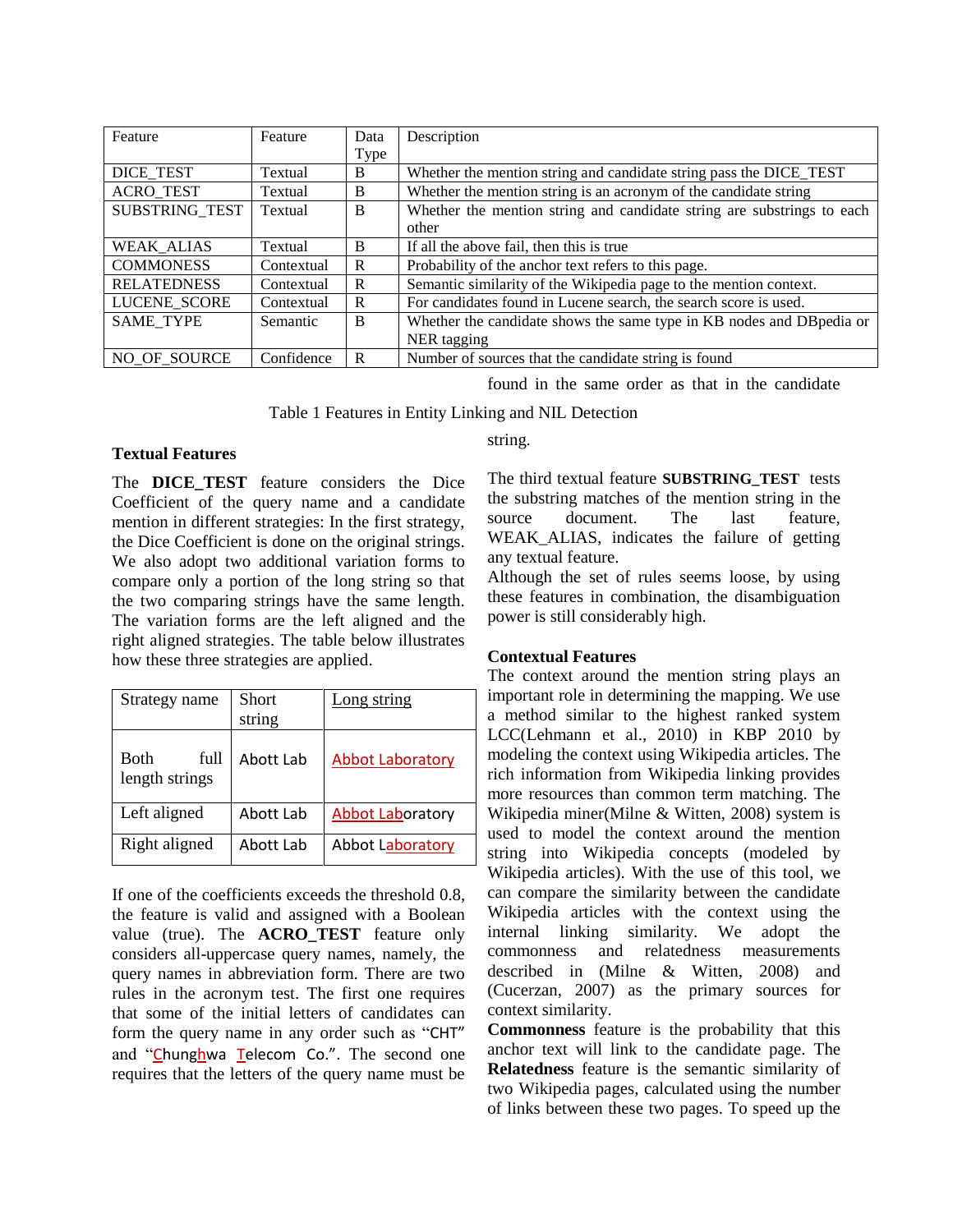| Feature | Feature | Data Type | Description |
|---|---|---|---|
| DICE_TEST | Textual | B | Whether the mention string and candidate string pass the DICE_TEST |
| ACRO_TEST | Textual | B | Whether the mention string is an acronym of the candidate string |
| SUBSTRING_TEST | Textual | B | Whether the mention string and candidate string are substrings to each other |
| WEAK_ALIAS | Textual | B | If all the above fail, then this is true |
| COMMONESS | Contextual | R | Probability of the anchor text refers to this page. |
| RELATEDNESS | Contextual | R | Semantic similarity of the Wikipedia page to the mention context. |
| LUCENE_SCORE | Contextual | R | For candidates found in Lucene search, the search score is used. |
| SAME_TYPE | Semantic | B | Whether the candidate shows the same type in KB nodes and DBpedia or NER tagging |
| NO_OF_SOURCE | Confidence | R | Number of sources that the candidate string is found |

Table 1 Features in Entity Linking and NIL Detection

**Textual Features**

The **DICE_TEST** feature considers the Dice Coefficient of the query name and a candidate mention in different strategies: In the first strategy, the Dice Coefficient is done on the original strings. We also adopt two additional variation forms to compare only a portion of the long string so that the two comparing strings have the same length. The variation forms are the left aligned and the right aligned strategies. The table below illustrates how these three strategies are applied.

| Strategy name | Short string | Long string |
|---|---|---|
| Both full length strings | Abott Lab | Abbot Laboratory |
| Left aligned | Abott Lab | Abbot Laboratory |
| Right aligned | Abott Lab | Abbot Laboratory |

If one of the coefficients exceeds the threshold 0.8, the feature is valid and assigned with a Boolean value (true). The **ACRO_TEST** feature only considers all-uppercase query names, namely, the query names in abbreviation form. There are two rules in the acronym test. The first one requires that some of the initial letters of candidates can form the query name in any order such as "CHT" and "Chunghwa Telecom Co.". The second one requires that the letters of the query name must be found in the same order as that in the candidate string.

The third textual feature **SUBSTRING_TEST** tests the substring matches of the mention string in the source document. The last feature, WEAK_ALIAS, indicates the failure of getting any textual feature.

Although the set of rules seems loose, by using these features in combination, the disambiguation power is still considerably high.

**Contextual Features**

The context around the mention string plays an important role in determining the mapping. We use a method similar to the highest ranked system LCC(Lehmann et al., 2010) in KBP 2010 by modeling the context using Wikipedia articles. The rich information from Wikipedia linking provides more resources than common term matching. The Wikipedia miner(Milne & Witten, 2008) system is used to model the context around the mention string into Wikipedia concepts (modeled by Wikipedia articles). With the use of this tool, we can compare the similarity between the candidate Wikipedia articles with the context using the internal linking similarity. We adopt the commonness and relatedness measurements described in (Milne & Witten, 2008) and (Cucerzan, 2007) as the primary sources for context similarity.

**Commonness** feature is the probability that this anchor text will link to the candidate page. The **Relatedness** feature is the semantic similarity of two Wikipedia pages, calculated using the number of links between these two pages. To speed up the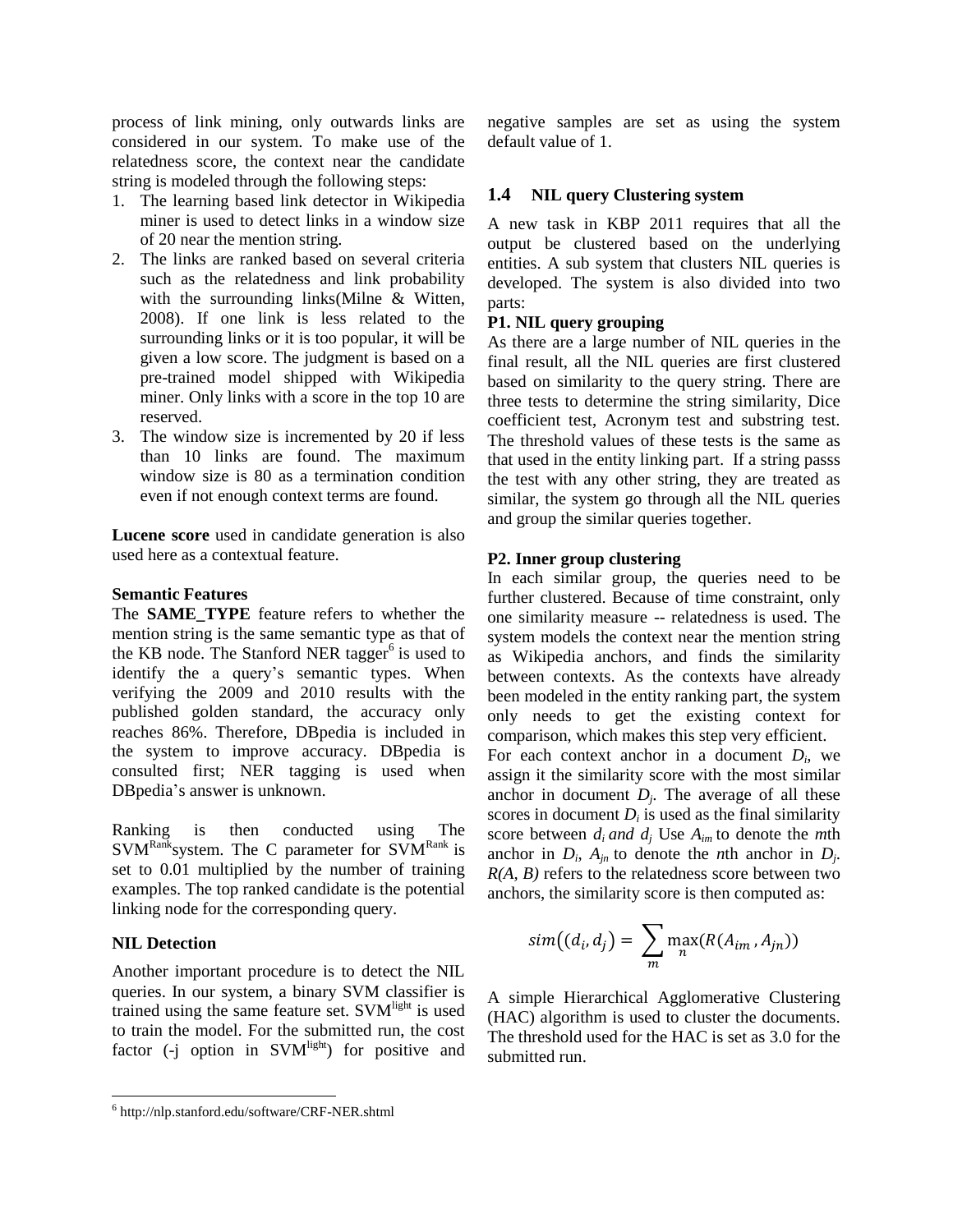process of link mining, only outwards links are considered in our system. To make use of the relatedness score, the context near the candidate string is modeled through the following steps:

1. The learning based link detector in Wikipedia miner is used to detect links in a window size of 20 near the mention string.
2. The links are ranked based on several criteria such as the relatedness and link probability with the surrounding links(Milne & Witten, 2008). If one link is less related to the surrounding links or it is too popular, it will be given a low score. The judgment is based on a pre-trained model shipped with Wikipedia miner. Only links with a score in the top 10 are reserved.
3. The window size is incremented by 20 if less than 10 links are found. The maximum window size is 80 as a termination condition even if not enough context terms are found.

**Lucene score** used in candidate generation is also used here as a contextual feature.

**Semantic Features**

The **SAME_TYPE** feature refers to whether the mention string is the same semantic type as that of the KB node. The Stanford NER tagger[6] is used to identify a query's semantic types. When verifying the 2009 and 2010 results with the published golden standard, the accuracy only reaches 86%. Therefore, DBpedia is included in the system to improve accuracy. DBpedia is consulted first; NER tagging is used when DBpedia's answer is unknown.

Ranking is then conducted using The SVM[Rank]system. The C parameter for SVM[Rank] is set to 0.01 multiplied by the number of training examples. The top ranked candidate is the potential linking node for the corresponding query.

**NIL Detection**

Another important procedure is to detect the NIL queries. In our system, a binary SVM classifier is trained using the same feature set. SVM[light] is used to train the model. For the submitted run, the cost factor (-j option in SVM[light]) for positive and negative samples are set as using the system default value of 1.

## 1.4 NIL query Clustering system

A new task in KBP 2011 requires that all the output be clustered based on the underlying entities. A sub system that clusters NIL queries is developed. The system is also divided into two parts:

**P1. NIL query grouping**

As there are a large number of NIL queries in the final result, all the NIL queries are first clustered based on similarity to the query string. There are three tests to determine the string similarity, Dice coefficient test, Acronym test and substring test. The threshold values of these tests is the same as that used in the entity linking part. If a string passs the test with any other string, they are treated as similar, the system go through all the NIL queries and group the similar queries together.

**P2. Inner group clustering**

In each similar group, the queries need to be further clustered. Because of time constraint, only one similarity measure -- relatedness is used. The system models the context near the mention string as Wikipedia anchors, and finds the similarity between contexts. As the contexts have already been modeled in the entity ranking part, the system only needs to get the existing context for comparison, which makes this step very efficient.

For each context anchor in a document $D_i$, we assign it the similarity score with the most similar anchor in document $D_j$. The average of all these scores in document $D_i$ is used as the final similarity score between $d_i$ *and* $d_j$ Use $A_{im}$ to denote the *m*th anchor in $D_i$, $A_{jn}$ to denote the *n*th anchor in $D_j$. $R(A, B)$ refers to the relatedness score between two anchors, the similarity score is then computed as:

$$sim\big((d_i, d_j\big) = \sum_{m} \max_{n}(R(A_{im}, A_{jn}))$$

A simple Hierarchical Agglomerative Clustering (HAC) algorithm is used to cluster the documents. The threshold used for the HAC is set as 3.0 for the submitted run.

[6] http://nlp.stanford.edu/software/CRF-NER.shtml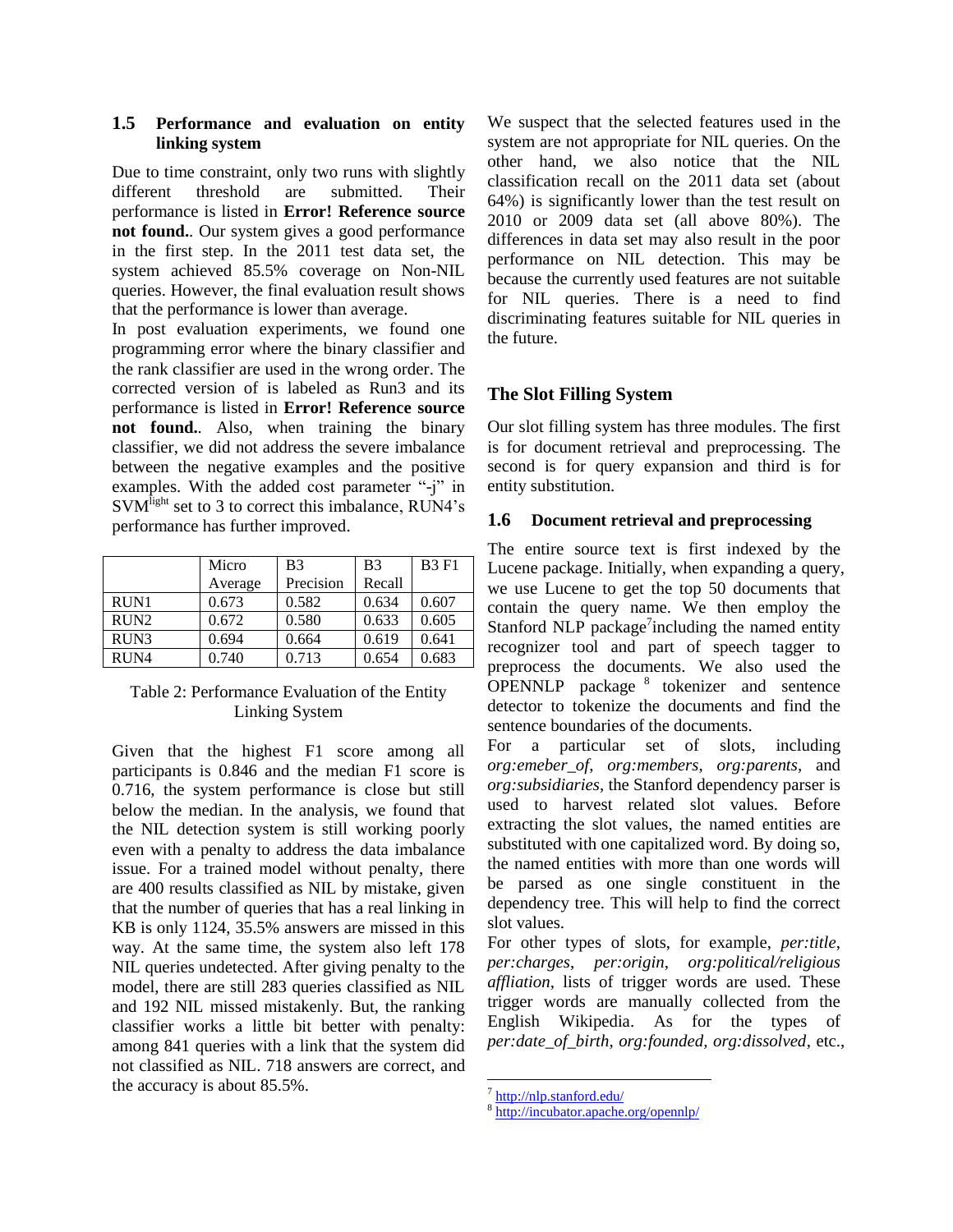### 1.5 Performance and evaluation on entity linking system

Due to time constraint, only two runs with slightly different threshold are submitted. Their performance is listed in **Error! Reference source not found.**. Our system gives a good performance in the first step. In the 2011 test data set, the system achieved 85.5% coverage on Non-NIL queries. However, the final evaluation result shows that the performance is lower than average.

In post evaluation experiments, we found one programming error where the binary classifier and the rank classifier are used in the wrong order. The corrected version of is labeled as Run3 and its performance is listed in **Error! Reference source not found.**. Also, when training the binary classifier, we did not address the severe imbalance between the negative examples and the positive examples. With the added cost parameter "-j" in SVM[light] set to 3 to correct this imbalance, RUN4's performance has further improved.

| | Micro Average | B3 Precision | B3 Recall | B3 F1 |
|---|---|---|---|---|
| RUN1 | 0.673 | 0.582 | 0.634 | 0.607 |
| RUN2 | 0.672 | 0.580 | 0.633 | 0.605 |
| RUN3 | 0.694 | 0.664 | 0.619 | 0.641 |
| RUN4 | 0.740 | 0.713 | 0.654 | 0.683 |

Table 2: Performance Evaluation of the Entity Linking System

Given that the highest F1 score among all participants is 0.846 and the median F1 score is 0.716, the system performance is close but still below the median. In the analysis, we found that the NIL detection system is still working poorly even with a penalty to address the data imbalance issue. For a trained model without penalty, there are 400 results classified as NIL by mistake, given that the number of queries that has a real linking in KB is only 1124, 35.5% answers are missed in this way. At the same time, the system also left 178 NIL queries undetected. After giving penalty to the model, there are still 283 queries classified as NIL and 192 NIL missed mistakenly. But, the ranking classifier works a little bit better with penalty: among 841 queries with a link that the system did not classified as NIL. 718 answers are correct, and the accuracy is about 85.5%.

We suspect that the selected features used in the system are not appropriate for NIL queries. On the other hand, we also notice that the NIL classification recall on the 2011 data set (about 64%) is significantly lower than the test result on 2010 or 2009 data set (all above 80%). The differences in data set may also result in the poor performance on NIL detection. This may be because the currently used features are not suitable for NIL queries. There is a need to find discriminating features suitable for NIL queries in the future.

## The Slot Filling System

Our slot filling system has three modules. The first is for document retrieval and preprocessing. The second is for query expansion and third is for entity substitution.

### 1.6 Document retrieval and preprocessing

The entire source text is first indexed by the Lucene package. Initially, when expanding a query, we use Lucene to get the top 50 documents that contain the query name. We then employ the Stanford NLP package[7]including the named entity recognizer tool and part of speech tagger to preprocess the documents. We also used the OPENNLP package [8] tokenizer and sentence detector to tokenize the documents and find the sentence boundaries of the documents.

For a particular set of slots, including *org:emeber_of*, *org:members*, *org:parents*, and *org:subsidiaries*, the Stanford dependency parser is used to harvest related slot values. Before extracting the slot values, the named entities are substituted with one capitalized word. By doing so, the named entities with more than one words will be parsed as one single constituent in the dependency tree. This will help to find the correct slot values.

For other types of slots, for example, *per:title*, *per:charges*, *per:origin*, *org:political/religious affliation*, lists of trigger words are used. These trigger words are manually collected from the English Wikipedia. As for the types of *per:date_of_birth*, *org:founded*, *org:dissolved*, etc.,

[7] http://nlp.stanford.edu/

[8] http://incubator.apache.org/opennlp/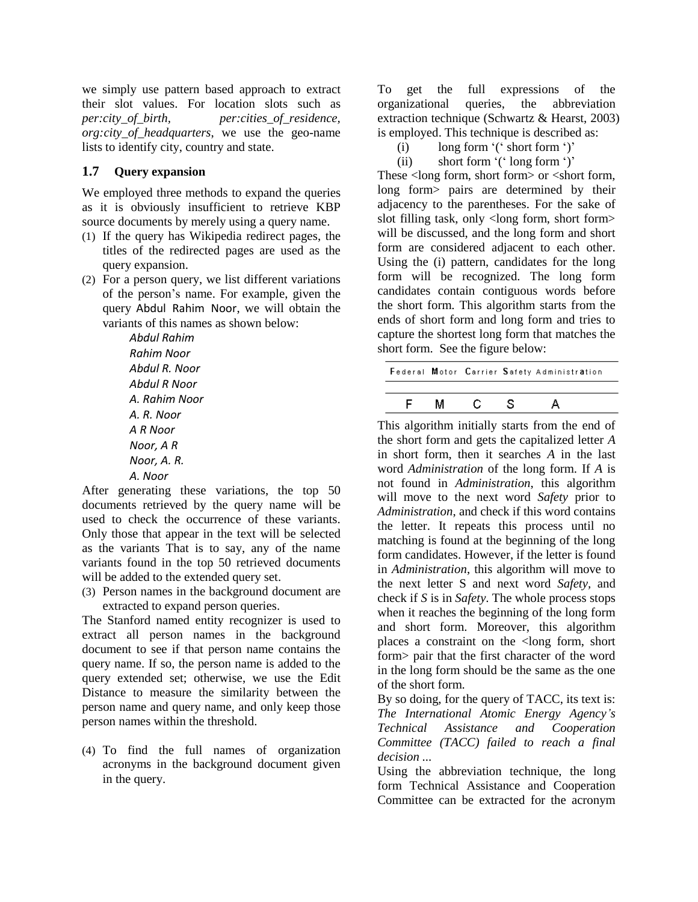we simply use pattern based approach to extract their slot values. For location slots such as *per:city_of_birth*, *per:cities_of_residence*, *org:city_of_headquarters*, we use the geo-name lists to identify city, country and state.

### 1.7 Query expansion

We employed three methods to expand the queries as it is obviously insufficient to retrieve KBP source documents by merely using a query name.

(1) If the query has Wikipedia redirect pages, the titles of the redirected pages are used as the query expansion.

(2) For a person query, we list different variations of the person's name. For example, given the query Abdul Rahim Noor, we will obtain the variants of this names as shown below:

*Abdul Rahim*
*Rahim Noor*
*Abdul R. Noor*
*Abdul R Noor*
*A. Rahim Noor*
*A. R. Noor*
*A R Noor*
*Noor, A R*
*Noor, A. R.*
*A. Noor*

After generating these variations, the top 50 documents retrieved by the query name will be used to check the occurrence of these variants. Only those that appear in the text will be selected as the variants That is to say, any of the name variants found in the top 50 retrieved documents will be added to the extended query set.

(3) Person names in the background document are extracted to expand person queries.

The Stanford named entity recognizer is used to extract all person names in the background document to see if that person name contains the query name. If so, the person name is added to the query extended set; otherwise, we use the Edit Distance to measure the similarity between the person name and query name, and only keep those person names within the threshold.

(4) To find the full names of organization acronyms in the background document given in the query.

To get the full expressions of the organizational queries, the abbreviation extraction technique (Schwartz & Hearst, 2003) is employed. This technique is described as:

(i) long form '(' short form ')'
(ii) short form '(' long form ')'

These <long form, short form> or <short form, long form> pairs are determined by their adjacency to the parentheses. For the sake of slot filling task, only <long form, short form> will be discussed, and the long form and short form are considered adjacent to each other. Using the (i) pattern, candidates for the long form will be recognized. The long form candidates contain contiguous words before the short form. This algorithm starts from the ends of short form and long form and tries to capture the shortest long form that matches the short form. See the figure below:

| **F**ederal **M**otor **C**arrier **S**afety Administr**a**tion |
|---|
| F M C S A |

This algorithm initially starts from the end of the short form and gets the capitalized letter *A* in short form, then it searches *A* in the last word *Administration* of the long form. If *A* is not found in *Administration*, this algorithm will move to the next word *Safety* prior to *Administration*, and check if this word contains the letter. It repeats this process until no matching is found at the beginning of the long form candidates. However, if the letter is found in *Administration*, this algorithm will move to the next letter S and next word *Safety*, and check if *S* is in *Safety*. The whole process stops when it reaches the beginning of the long form and short form. Moreover, this algorithm places a constraint on the <long form, short form> pair that the first character of the word in the long form should be the same as the one of the short form.

By so doing, for the query of TACC, its text is: *The International Atomic Energy Agency's Technical Assistance and Cooperation Committee (TACC) failed to reach a final decision ...*

Using the abbreviation technique, the long form Technical Assistance and Cooperation Committee can be extracted for the acronym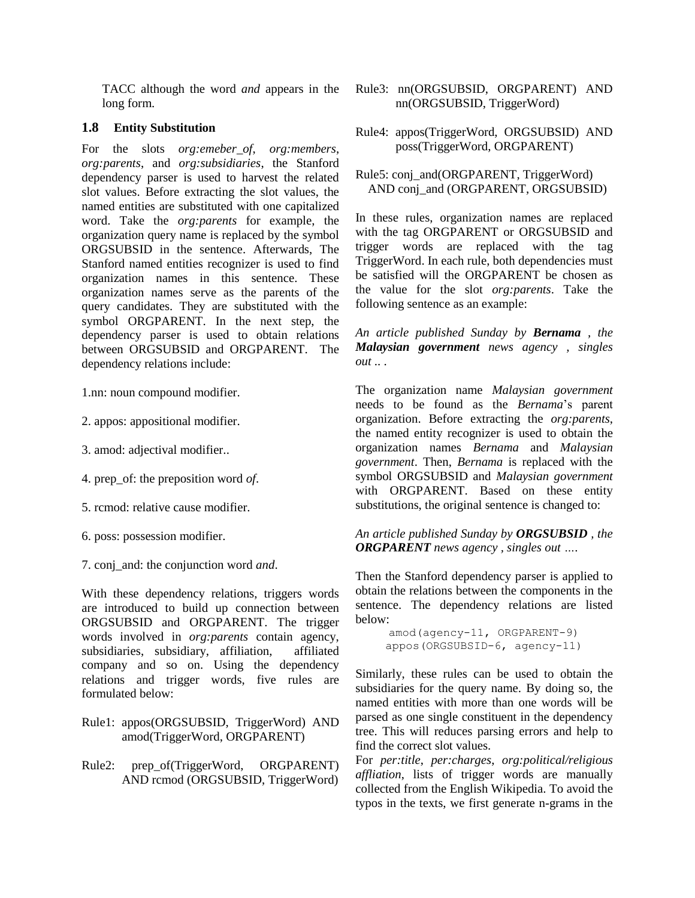TACC although the word *and* appears in the long form.

### 1.8 Entity Substitution

For the slots *org:emeber_of*, *org:members*, *org:parents*, and *org:subsidiaries*, the Stanford dependency parser is used to harvest the related slot values. Before extracting the slot values, the named entities are substituted with one capitalized word. Take the *org:parents* for example, the organization query name is replaced by the symbol ORGSUBSID in the sentence. Afterwards, The Stanford named entities recognizer is used to find organization names in this sentence. These organization names serve as the parents of the query candidates. They are substituted with the symbol ORGPARENT. In the next step, the dependency parser is used to obtain relations between ORGSUBSID and ORGPARENT. The dependency relations include:

1.nn: noun compound modifier.

2. appos: appositional modifier.

3. amod: adjectival modifier..

4. prep_of: the preposition word *of*.

5. rcmod: relative cause modifier.

6. poss: possession modifier.

7. conj_and: the conjunction word *and*.

With these dependency relations, triggers words are introduced to build up connection between ORGSUBSID and ORGPARENT. The trigger words involved in *org:parents* contain agency, subsidiaries, subsidiary, affiliation, affiliated company and so on. Using the dependency relations and trigger words, five rules are formulated below:

Rule1: appos(ORGSUBSID, TriggerWord) AND amod(TriggerWord, ORGPARENT)

Rule2: prep_of(TriggerWord, ORGPARENT) AND rcmod (ORGSUBSID, TriggerWord)

Rule3: nn(ORGSUBSID, ORGPARENT) AND nn(ORGSUBSID, TriggerWord)

Rule4: appos(TriggerWord, ORGSUBSID) AND poss(TriggerWord, ORGPARENT)

Rule5: conj_and(ORGPARENT, TriggerWord) AND conj_and (ORGPARENT, ORGSUBSID)

In these rules, organization names are replaced with the tag ORGPARENT or ORGSUBSID and trigger words are replaced with the tag TriggerWord. In each rule, both dependencies must be satisfied will the ORGPARENT be chosen as the value for the slot *org:parents*. Take the following sentence as an example:

*An article published Sunday by **Bernama** , the **Malaysian government** news agency , singles out ..* .

The organization name *Malaysian government* needs to be found as the *Bernama*'s parent organization. Before extracting the *org:parents*, the named entity recognizer is used to obtain the organization names *Bernama* and *Malaysian government*. Then, *Bernama* is replaced with the symbol ORGSUBSID and *Malaysian government* with ORGPARENT. Based on these entity substitutions, the original sentence is changed to:

*An article published Sunday by **ORGSUBSID** , the **ORGPARENT** news agency , singles out ….*

Then the Stanford dependency parser is applied to obtain the relations between the components in the sentence. The dependency relations are listed below:

```
amod(agency-11, ORGPARENT-9)
appos(ORGSUBSID-6, agency-11)
```

Similarly, these rules can be used to obtain the subsidiaries for the query name. By doing so, the named entities with more than one words will be parsed as one single constituent in the dependency tree. This will reduces parsing errors and help to find the correct slot values.

For *per:title*, *per:charges*, *org:political/religious affliation*, lists of trigger words are manually collected from the English Wikipedia. To avoid the typos in the texts, we first generate n-grams in the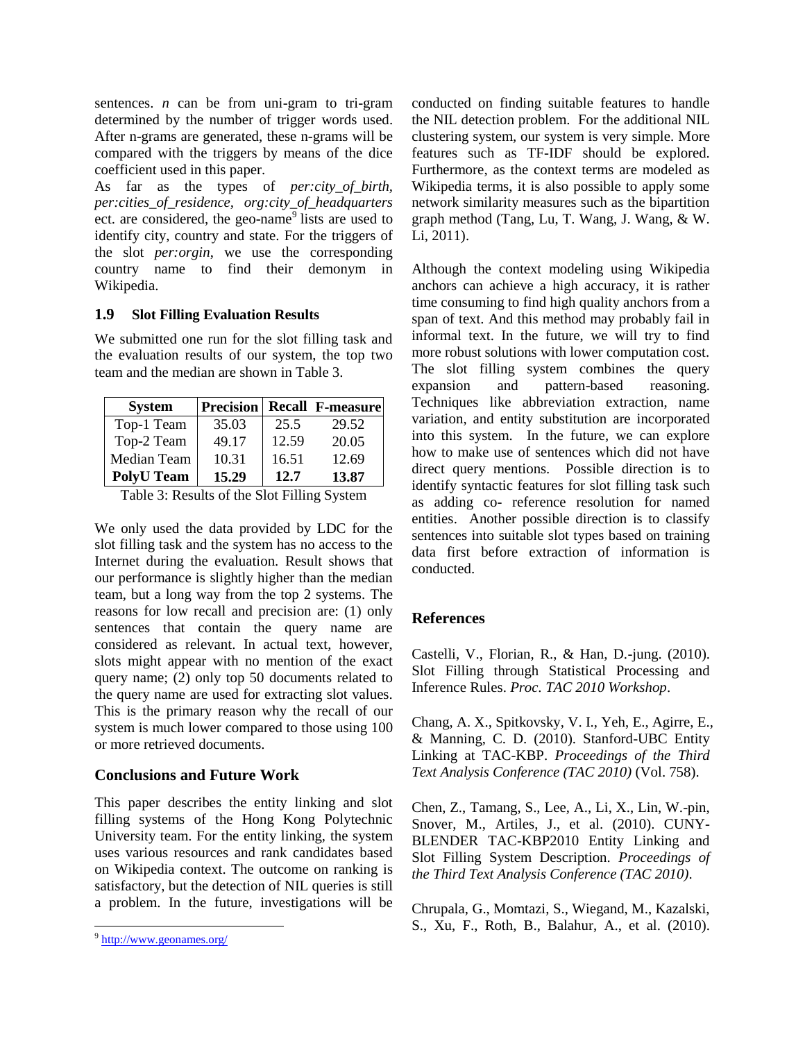sentences. *n* can be from uni-gram to tri-gram determined by the number of trigger words used. After n-grams are generated, these n-grams will be compared with the triggers by means of the dice coefficient used in this paper.

As far as the types of *per:city_of_birth, per:cities_of_residence, org:city_of_headquarters* ect. are considered, the geo-name[9] lists are used to identify city, country and state. For the triggers of the slot *per:orgin*, we use the corresponding country name to find their demonym in Wikipedia.

### 1.9 Slot Filling Evaluation Results

We submitted one run for the slot filling task and the evaluation results of our system, the top two team and the median are shown in Table 3.

| System | Precision | Recall | F-measure |
|---|---|---|---|
| Top-1 Team | 35.03 | 25.5 | 29.52 |
| Top-2 Team | 49.17 | 12.59 | 20.05 |
| Median Team | 10.31 | 16.51 | 12.69 |
| **PolyU Team** | **15.29** | **12.7** | **13.87** |

Table 3: Results of the Slot Filling System

We only used the data provided by LDC for the slot filling task and the system has no access to the Internet during the evaluation. Result shows that our performance is slightly higher than the median team, but a long way from the top 2 systems. The reasons for low recall and precision are: (1) only sentences that contain the query name are considered as relevant. In actual text, however, slots might appear with no mention of the exact query name; (2) only top 50 documents related to the query name are used for extracting slot values. This is the primary reason why the recall of our system is much lower compared to those using 100 or more retrieved documents.

## Conclusions and Future Work

This paper describes the entity linking and slot filling systems of the Hong Kong Polytechnic University team. For the entity linking, the system uses various resources and rank candidates based on Wikipedia context. The outcome on ranking is satisfactory, but the detection of NIL queries is still a problem. In the future, investigations will be conducted on finding suitable features to handle the NIL detection problem. For the additional NIL clustering system, our system is very simple. More features such as TF-IDF should be explored. Furthermore, as the context terms are modeled as Wikipedia terms, it is also possible to apply some network similarity measures such as the bipartition graph method (Tang, Lu, T. Wang, J. Wang, & W. Li, 2011).

Although the context modeling using Wikipedia anchors can achieve a high accuracy, it is rather time consuming to find high quality anchors from a span of text. And this method may probably fail in informal text. In the future, we will try to find more robust solutions with lower computation cost. The slot filling system combines the query expansion and pattern-based reasoning. Techniques like abbreviation extraction, name variation, and entity substitution are incorporated into this system. In the future, we can explore how to make use of sentences which did not have direct query mentions. Possible direction is to identify syntactic features for slot filling task such as adding co- reference resolution for named entities. Another possible direction is to classify sentences into suitable slot types based on training data first before extraction of information is conducted.

## References

Castelli, V., Florian, R., & Han, D.-jung. (2010). Slot Filling through Statistical Processing and Inference Rules. *Proc. TAC 2010 Workshop*.

Chang, A. X., Spitkovsky, V. I., Yeh, E., Agirre, E., & Manning, C. D. (2010). Stanford-UBC Entity Linking at TAC-KBP. *Proceedings of the Third Text Analysis Conference (TAC 2010)* (Vol. 758).

Chen, Z., Tamang, S., Lee, A., Li, X., Lin, W.-pin, Snover, M., Artiles, J., et al. (2010). CUNY-BLENDER TAC-KBP2010 Entity Linking and Slot Filling System Description. *Proceedings of the Third Text Analysis Conference (TAC 2010)*.

Chrupala, G., Momtazi, S., Wiegand, M., Kazalski, S., Xu, F., Roth, B., Balahur, A., et al. (2010).

[9] http://www.geonames.org/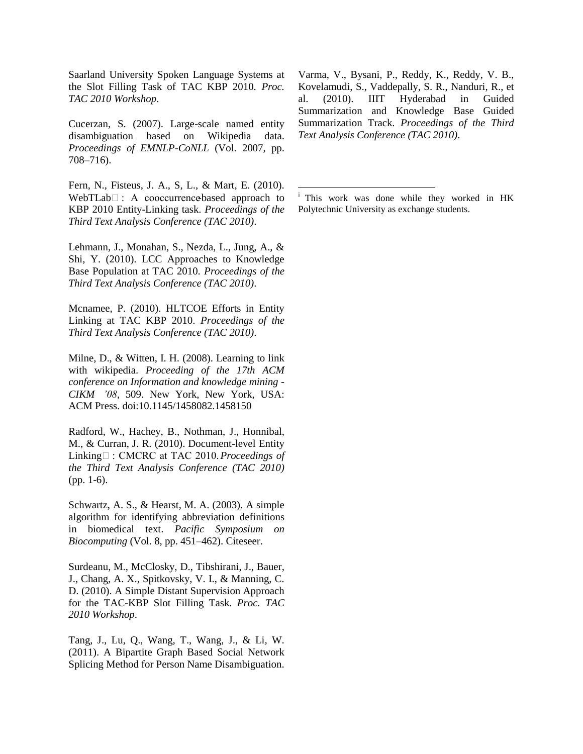Saarland University Spoken Language Systems at the Slot Filling Task of TAC KBP 2010. *Proc. TAC 2010 Workshop*.

Cucerzan, S. (2007). Large-scale named entity disambiguation based on Wikipedia data. *Proceedings of EMNLP-CoNLL* (Vol. 2007, pp. 708–716).

Fern, N., Fisteus, J. A., S, L., & Mart, E. (2010). WebTLab□ : A cooccurrence-based approach to KBP 2010 Entity-Linking task. *Proceedings of the Third Text Analysis Conference (TAC 2010)*.

Lehmann, J., Monahan, S., Nezda, L., Jung, A., & Shi, Y. (2010). LCC Approaches to Knowledge Base Population at TAC 2010. *Proceedings of the Third Text Analysis Conference (TAC 2010)*.

Mcnamee, P. (2010). HLTCOE Efforts in Entity Linking at TAC KBP 2010. *Proceedings of the Third Text Analysis Conference (TAC 2010)*.

Milne, D., & Witten, I. H. (2008). Learning to link with wikipedia. *Proceeding of the 17th ACM conference on Information and knowledge mining - CIKM '08*, 509. New York, New York, USA: ACM Press. doi:10.1145/1458082.1458150

Radford, W., Hachey, B., Nothman, J., Honnibal, M., & Curran, J. R. (2010). Document-level Entity Linking□ : CMCRC at TAC 2010. *Proceedings of the Third Text Analysis Conference (TAC 2010)* (pp. 1-6).

Schwartz, A. S., & Hearst, M. A. (2003). A simple algorithm for identifying abbreviation definitions in biomedical text. *Pacific Symposium on Biocomputing* (Vol. 8, pp. 451–462). Citeseer.

Surdeanu, M., McClosky, D., Tibshirani, J., Bauer, J., Chang, A. X., Spitkovsky, V. I., & Manning, C. D. (2010). A Simple Distant Supervision Approach for the TAC-KBP Slot Filling Task. *Proc. TAC 2010 Workshop*.

Tang, J., Lu, Q., Wang, T., Wang, J., & Li, W. (2011). A Bipartite Graph Based Social Network Splicing Method for Person Name Disambiguation.

Varma, V., Bysani, P., Reddy, K., Reddy, V. B., Kovelamudi, S., Vaddepally, S. R., Nanduri, R., et al. (2010). IIIT Hyderabad in Guided Summarization and Knowledge Base Guided Summarization Track. *Proceedings of the Third Text Analysis Conference (TAC 2010)*.

---

[i] This work was done while they worked in HK Polytechnic University as exchange students.